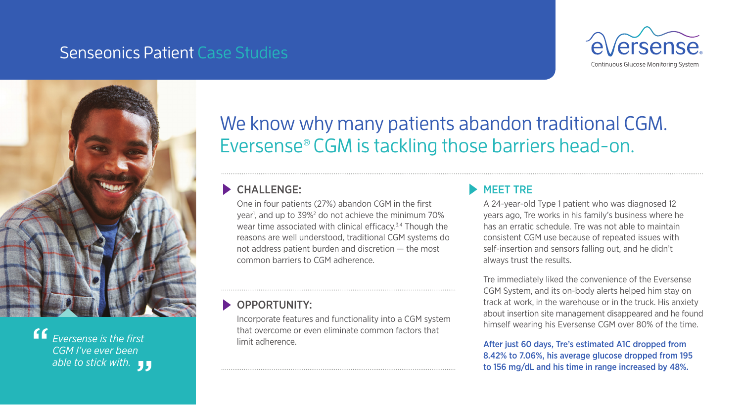# Senseonics Patient Case Studies

eversense
Continuous Glucose Monitoring System

> *Eversense is the first CGM I've ever been able to stick with.*

## We know why many patients abandon traditional CGM. Eversense® CGM is tackling those barriers head-on.

### CHALLENGE:

One in four patients (27%) abandon CGM in the first year[1], and up to 39%[2] do not achieve the minimum 70% wear time associated with clinical efficacy.[3,4] Though the reasons are well understood, traditional CGM systems do not address patient burden and discretion — the most common barriers to CGM adherence.

### OPPORTUNITY:

Incorporate features and functionality into a CGM system that overcome or even eliminate common factors that limit adherence.

### MEET TRE

A 24-year-old Type 1 patient who was diagnosed 12 years ago, Tre works in his family's business where he has an erratic schedule. Tre was not able to maintain consistent CGM use because of repeated issues with self-insertion and sensors falling out, and he didn't always trust the results.

Tre immediately liked the convenience of the Eversense CGM System, and its on-body alerts helped him stay on track at work, in the warehouse or in the truck. His anxiety about insertion site management disappeared and he found himself wearing his Eversense CGM over 80% of the time.

**After just 60 days, Tre's estimated A1C dropped from 8.42% to 7.06%, his average glucose dropped from 195 to 156 mg/dL and his time in range increased by 48%.**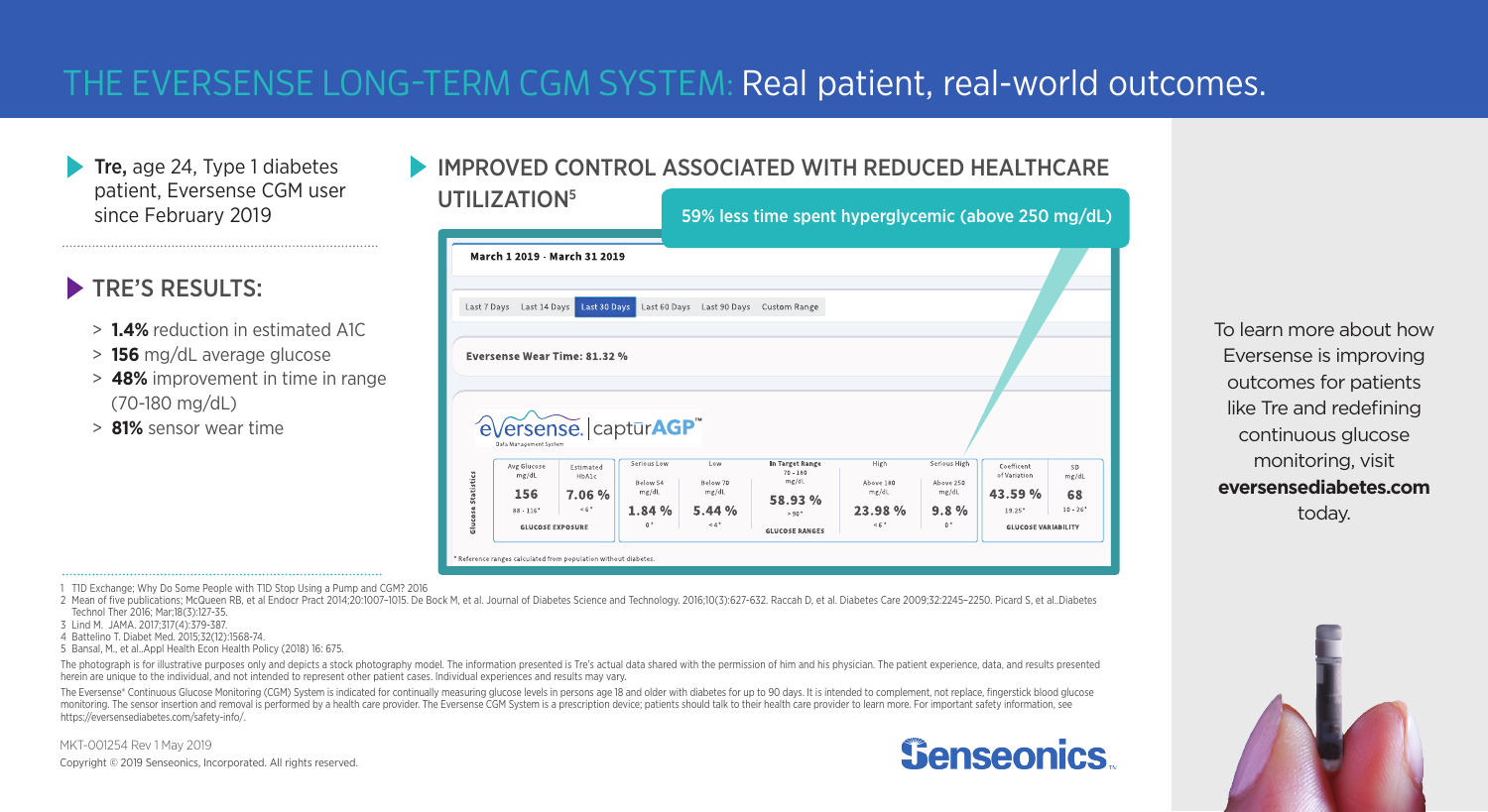# THE EVERSENSE LONG-TERM CGM SYSTEM: Real patient, real-world outcomes.

**Tre,** age 24, Type 1 diabetes patient, Eversense CGM user since February 2019

## TRE'S RESULTS:

- **1.4%** reduction in estimated A1C
- **156** mg/dL average glucose
- **48%** improvement in time in range (70-180 mg/dL)
- **81%** sensor wear time

## IMPROVED CONTROL ASSOCIATED WITH REDUCED HEALTHCARE UTILIZATION[5]

**59% less time spent hyperglycemic (above 250 mg/dL)**

March 1 2019 - March 31 2019

Last 7 Days | Last 14 Days | Last 30 Days | Last 60 Days | Last 90 Days | Custom Range

Eversense Wear Time: 81.32 %

eversense. Data Management System | captūrAGP™

Glucose Statistics

| Avg Glucose mg/dL | Estimated HbA1c | Serious Low Below 54 mg/dL | Low Below 70 mg/dL | In Target Range 70 - 180 mg/dL | High Above 180 mg/dL | Serious High Above 250 mg/dL | Coefficient of Variation | SD mg/dL |
|---|---|---|---|---|---|---|---|---|
| 156 | 7.06 % | 1.84 % | 5.44 % | 58.93 % | 23.98 % | 9.8 % | 43.59 % | 68 |
| 88 - 116* | < 6* | 0* | < 4* | > 90* | < 6* | 0* | 19.25* | 10 - 26* |
| GLUCOSE EXPOSURE | | GLUCOSE RANGES | | | | | GLUCOSE VARIABILITY | |

* Reference ranges calculated from population without diabetes.

To learn more about how Eversense is improving outcomes for patients like Tre and redefining continuous glucose monitoring, visit **eversensediabetes.com** today.

1 T1D Exchange; Why Do Some People with T1D Stop Using a Pump and CGM? 2016
2 Mean of five publications; McQueen RB, et al Endocr Pract 2014;20:1007–1015. De Bock M, et al. Journal of Diabetes Science and Technology. 2016;10(3):627-632. Raccah D, et al. Diabetes Care 2009;32:2245–2250. Picard S, et al..Diabetes Technol Ther 2016; Mar;18(3):127-35.
3 Lind M. JAMA. 2017;317(4):379-387.
4 Battelino T. Diabet Med. 2015;32(12):1568-74.
5 Bansal, M., et al..Appl Health Econ Health Policy (2018) 16: 675.

The photograph is for illustrative purposes only and depicts a stock photography model. The information presented is Tre's actual data shared with the permission of him and his physician. The patient experience, data, and results presented herein are unique to the individual, and not intended to represent other patient cases. Individual experiences and results may vary.

The Eversense® Continuous Glucose Monitoring (CGM) System is indicated for continually measuring glucose levels in persons age 18 and older with diabetes for up to 90 days. It is intended to complement, not replace, fingerstick blood glucose monitoring. The sensor insertion and removal is performed by a health care provider. The Eversense CGM System is a prescription device; patients should talk to their health care provider to learn more. For important safety information, see https://eversensediabetes.com/safety-info/.

MKT-001254 Rev 1 May 2019

Copyright © 2019 Senseonics, Incorporated. All rights reserved.

Senseonics™